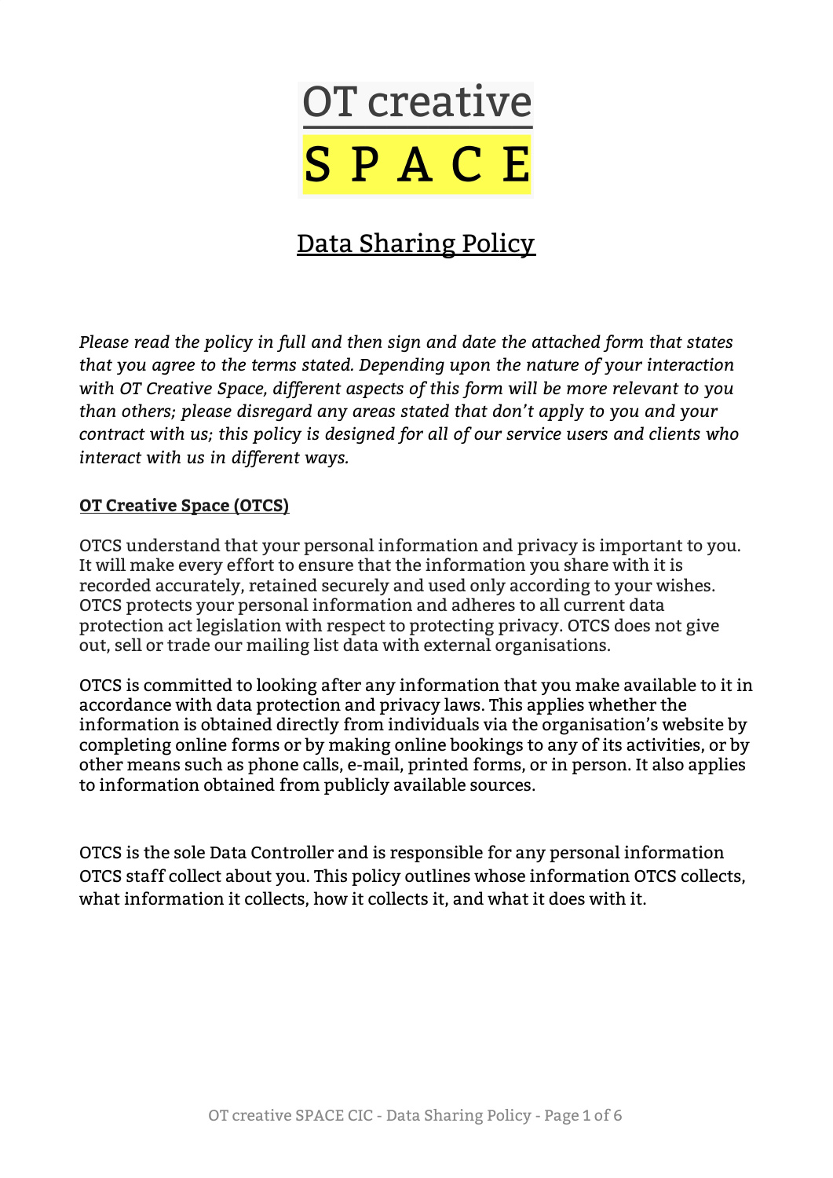# OT creative SPACE

## Data Sharing Policy

*Please read the policy in full and then sign and date the attached form that states that you agree to the terms stated. Depending upon the nature of your interaction with OT Creative Space, different aspects of this form will be more relevant to you than others; please disregard any areas stated that don't apply to you and your contract with us; this policy is designed for all of our service users and clients who interact with us in different ways.*

### OT Creative Space (OTCS)

OTCS understand that your personal information and privacy is important to you. It will make every effort to ensure that the information you share with it is recorded accurately, retained securely and used only according to your wishes. OTCS protects your personal information and adheres to all current data protection act legislation with respect to protecting privacy. OTCS does not give out, sell or trade our mailing list data with external organisations.

OTCS is committed to looking after any information that you make available to it in accordance with data protection and privacy laws. This applies whether the information is obtained directly from individuals via the organisation's website by completing online forms or by making online bookings to any of its activities, or by other means such as phone calls, e-mail, printed forms, or in person. It also applies to information obtained from publicly available sources.

OTCS is the sole Data Controller and is responsible for any personal information OTCS staff collect about you. This policy outlines whose information OTCS collects, what information it collects, how it collects it, and what it does with it.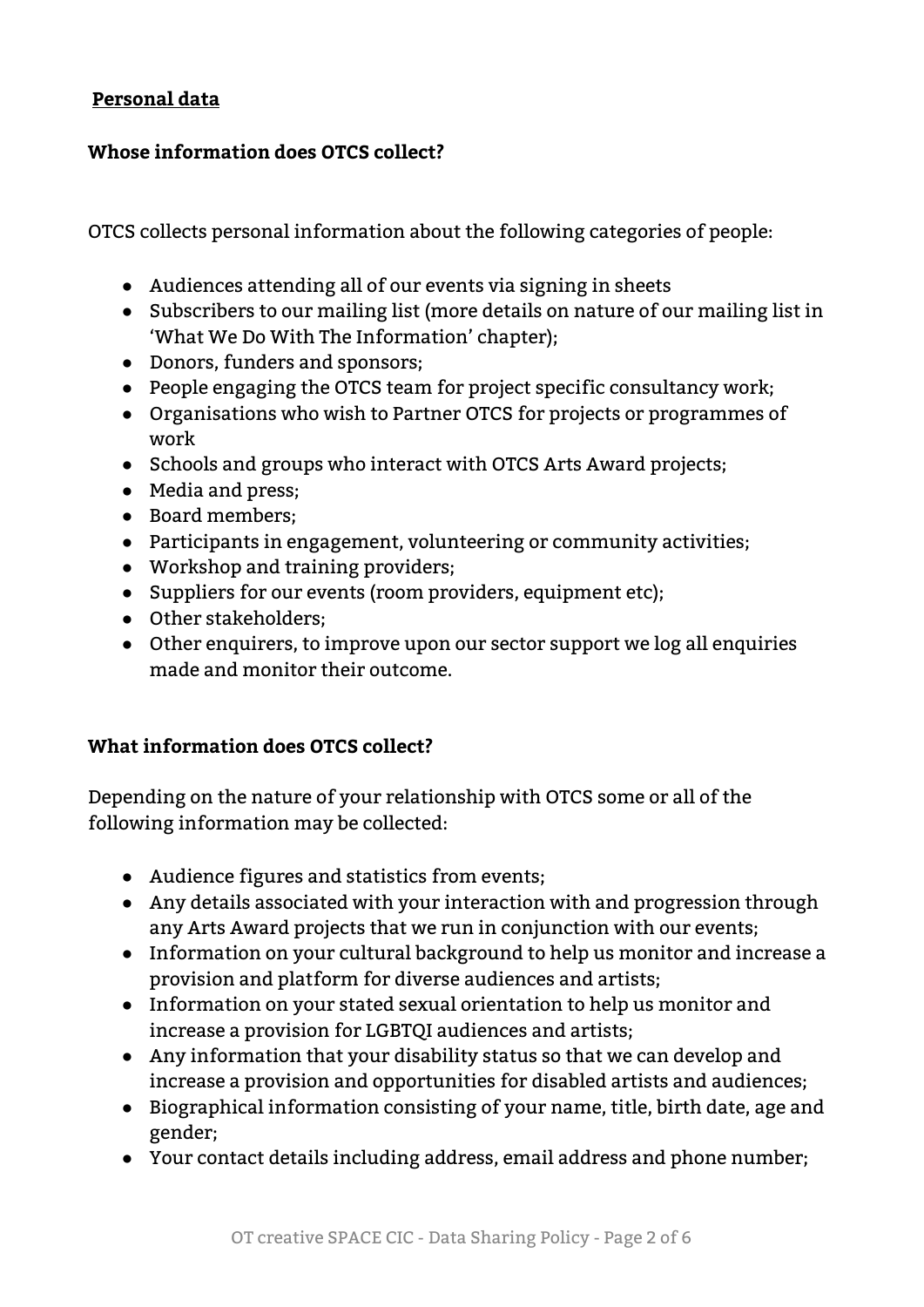**Personal data**

**Whose information does OTCS collect?**

OTCS collects personal information about the following categories of people:

- Audiences attending all of our events via signing in sheets
- Subscribers to our mailing list (more details on nature of our mailing list in 'What We Do With The Information' chapter);
- Donors, funders and sponsors;
- People engaging the OTCS team for project specific consultancy work;
- Organisations who wish to Partner OTCS for projects or programmes of work
- Schools and groups who interact with OTCS Arts Award projects;
- Media and press;
- Board members;
- Participants in engagement, volunteering or community activities;
- Workshop and training providers;
- Suppliers for our events (room providers, equipment etc);
- Other stakeholders;
- Other enquirers, to improve upon our sector support we log all enquiries made and monitor their outcome.

**What information does OTCS collect?**

Depending on the nature of your relationship with OTCS some or all of the following information may be collected:

- Audience figures and statistics from events;
- Any details associated with your interaction with and progression through any Arts Award projects that we run in conjunction with our events;
- Information on your cultural background to help us monitor and increase a provision and platform for diverse audiences and artists;
- Information on your stated sexual orientation to help us monitor and increase a provision for LGBTQI audiences and artists;
- Any information that your disability status so that we can develop and increase a provision and opportunities for disabled artists and audiences;
- Biographical information consisting of your name, title, birth date, age and gender;
- Your contact details including address, email address and phone number;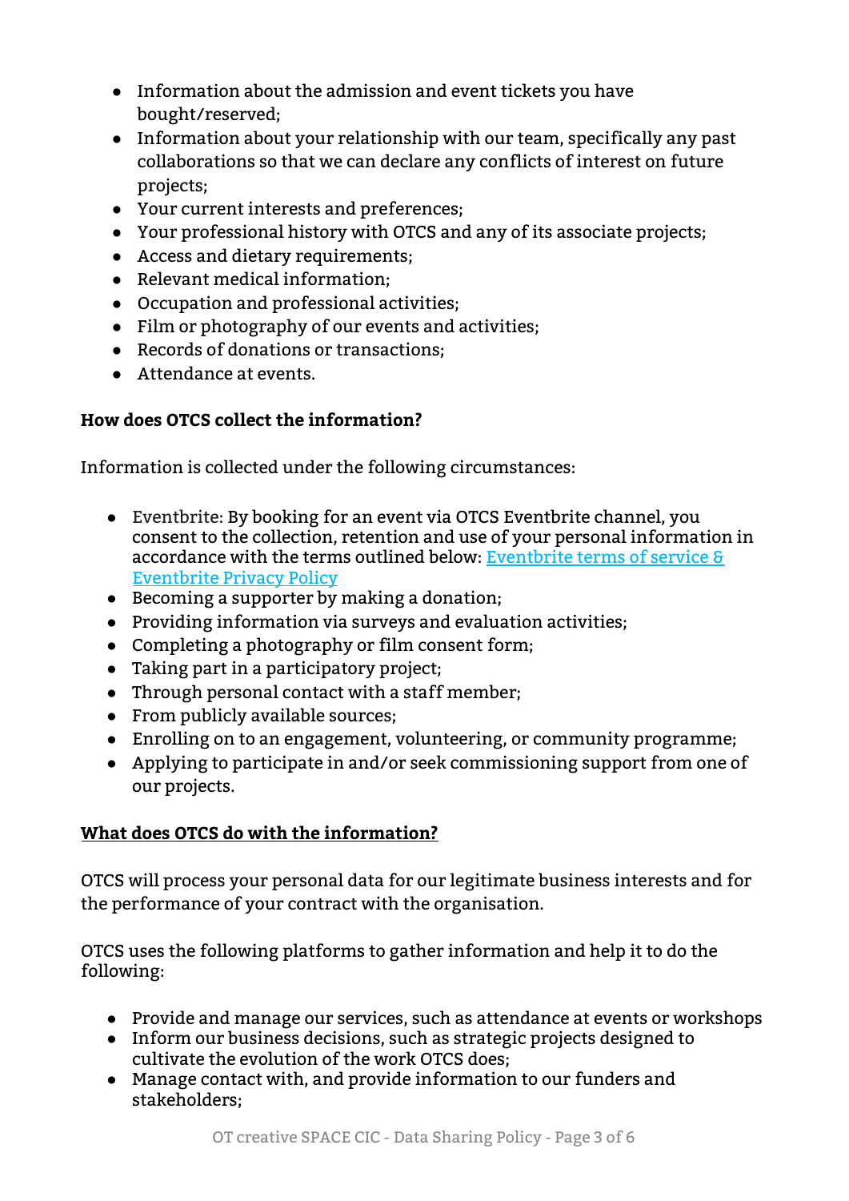- Information about the admission and event tickets you have bought/reserved;
- Information about your relationship with our team, specifically any past collaborations so that we can declare any conflicts of interest on future projects;
- Your current interests and preferences;
- Your professional history with OTCS and any of its associate projects;
- Access and dietary requirements;
- Relevant medical information;
- Occupation and professional activities;
- Film or photography of our events and activities;
- Records of donations or transactions;
- Attendance at events.

**How does OTCS collect the information?**

Information is collected under the following circumstances:

- Eventbrite: By booking for an event via OTCS Eventbrite channel, you consent to the collection, retention and use of your personal information in accordance with the terms outlined below: Eventbrite terms of service & Eventbrite Privacy Policy
- Becoming a supporter by making a donation;
- Providing information via surveys and evaluation activities;
- Completing a photography or film consent form;
- Taking part in a participatory project;
- Through personal contact with a staff member;
- From publicly available sources;
- Enrolling on to an engagement, volunteering, or community programme;
- Applying to participate in and/or seek commissioning support from one of our projects.

**<u>What does OTCS do with the information?</u>**

OTCS will process your personal data for our legitimate business interests and for the performance of your contract with the organisation.

OTCS uses the following platforms to gather information and help it to do the following:

- Provide and manage our services, such as attendance at events or workshops
- Inform our business decisions, such as strategic projects designed to cultivate the evolution of the work OTCS does;
- Manage contact with, and provide information to our funders and stakeholders;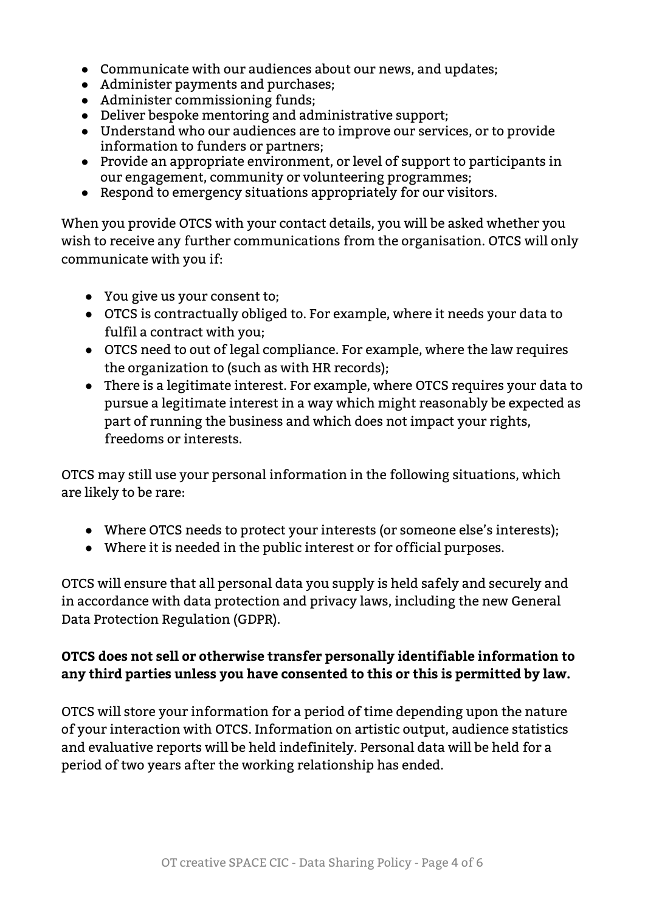- Communicate with our audiences about our news, and updates;
- Administer payments and purchases;
- Administer commissioning funds;
- Deliver bespoke mentoring and administrative support;
- Understand who our audiences are to improve our services, or to provide information to funders or partners;
- Provide an appropriate environment, or level of support to participants in our engagement, community or volunteering programmes;
- Respond to emergency situations appropriately for our visitors.

When you provide OTCS with your contact details, you will be asked whether you wish to receive any further communications from the organisation. OTCS will only communicate with you if:

- You give us your consent to;
- OTCS is contractually obliged to. For example, where it needs your data to fulfil a contract with you;
- OTCS need to out of legal compliance. For example, where the law requires the organization to (such as with HR records);
- There is a legitimate interest. For example, where OTCS requires your data to pursue a legitimate interest in a way which might reasonably be expected as part of running the business and which does not impact your rights, freedoms or interests.

OTCS may still use your personal information in the following situations, which are likely to be rare:

- Where OTCS needs to protect your interests (or someone else's interests);
- Where it is needed in the public interest or for official purposes.

OTCS will ensure that all personal data you supply is held safely and securely and in accordance with data protection and privacy laws, including the new General Data Protection Regulation (GDPR).

**OTCS does not sell or otherwise transfer personally identifiable information to any third parties unless you have consented to this or this is permitted by law.**

OTCS will store your information for a period of time depending upon the nature of your interaction with OTCS. Information on artistic output, audience statistics and evaluative reports will be held indefinitely. Personal data will be held for a period of two years after the working relationship has ended.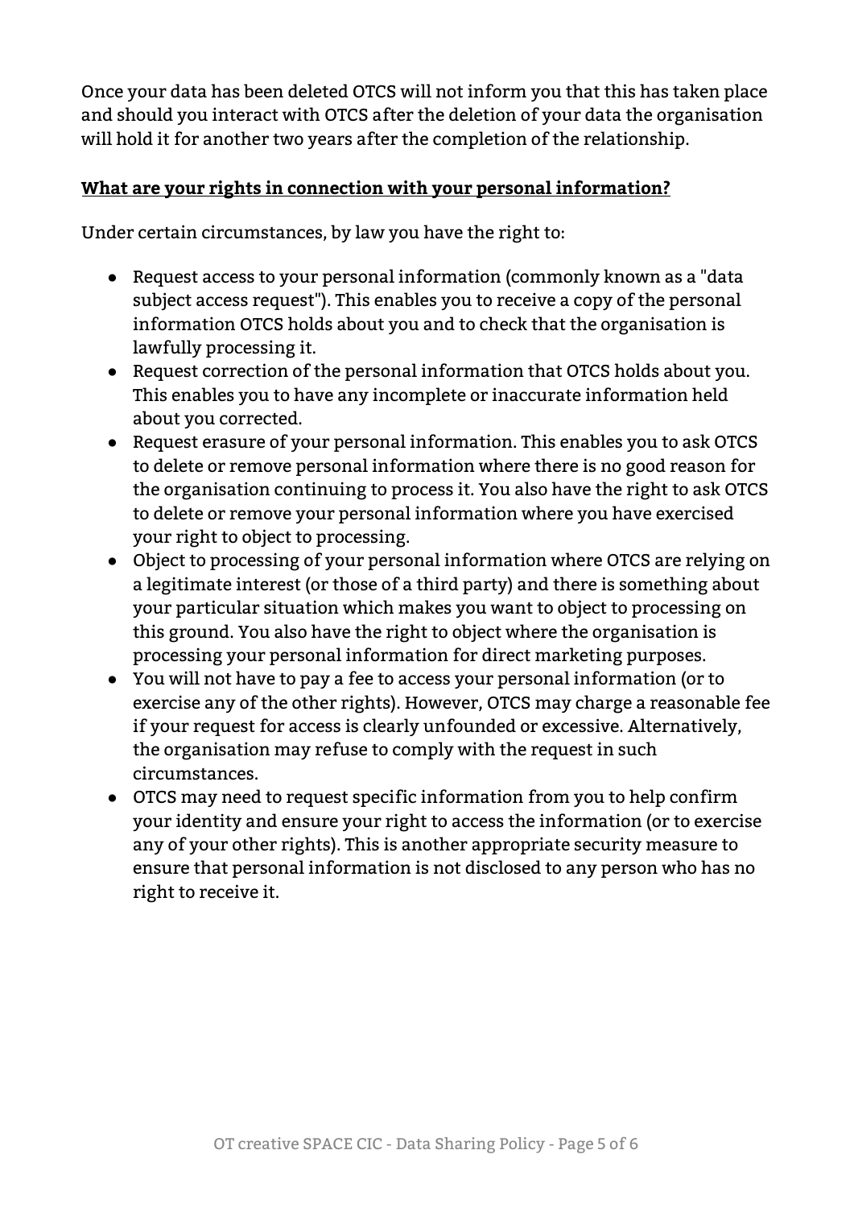Once your data has been deleted OTCS will not inform you that this has taken place and should you interact with OTCS after the deletion of your data the organisation will hold it for another two years after the completion of the relationship.

## **What are your rights in connection with your personal information?**

Under certain circumstances, by law you have the right to:

- Request access to your personal information (commonly known as a "data subject access request"). This enables you to receive a copy of the personal information OTCS holds about you and to check that the organisation is lawfully processing it.
- Request correction of the personal information that OTCS holds about you. This enables you to have any incomplete or inaccurate information held about you corrected.
- Request erasure of your personal information. This enables you to ask OTCS to delete or remove personal information where there is no good reason for the organisation continuing to process it. You also have the right to ask OTCS to delete or remove your personal information where you have exercised your right to object to processing.
- Object to processing of your personal information where OTCS are relying on a legitimate interest (or those of a third party) and there is something about your particular situation which makes you want to object to processing on this ground. You also have the right to object where the organisation is processing your personal information for direct marketing purposes.
- You will not have to pay a fee to access your personal information (or to exercise any of the other rights). However, OTCS may charge a reasonable fee if your request for access is clearly unfounded or excessive. Alternatively, the organisation may refuse to comply with the request in such circumstances.
- OTCS may need to request specific information from you to help confirm your identity and ensure your right to access the information (or to exercise any of your other rights). This is another appropriate security measure to ensure that personal information is not disclosed to any person who has no right to receive it.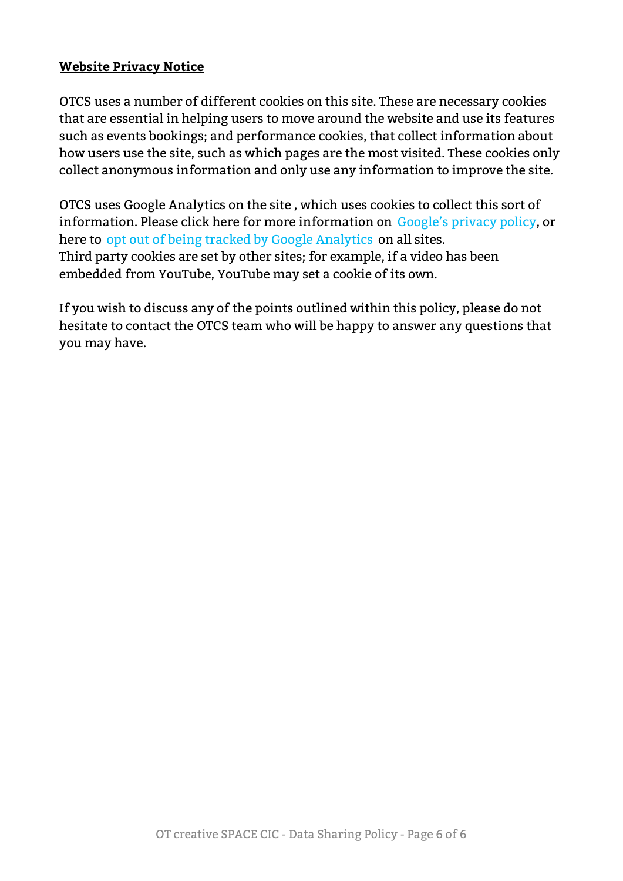**Website Privacy Notice**

OTCS uses a number of different cookies on this site. These are necessary cookies that are essential in helping users to move around the website and use its features such as events bookings; and performance cookies, that collect information about how users use the site, such as which pages are the most visited. These cookies only collect anonymous information and only use any information to improve the site.

OTCS uses Google Analytics on the site , which uses cookies to collect this sort of information. Please click here for more information on Google's privacy policy, or here to opt out of being tracked by Google Analytics on all sites.
Third party cookies are set by other sites; for example, if a video has been embedded from YouTube, YouTube may set a cookie of its own.

If you wish to discuss any of the points outlined within this policy, please do not hesitate to contact the OTCS team who will be happy to answer any questions that you may have.